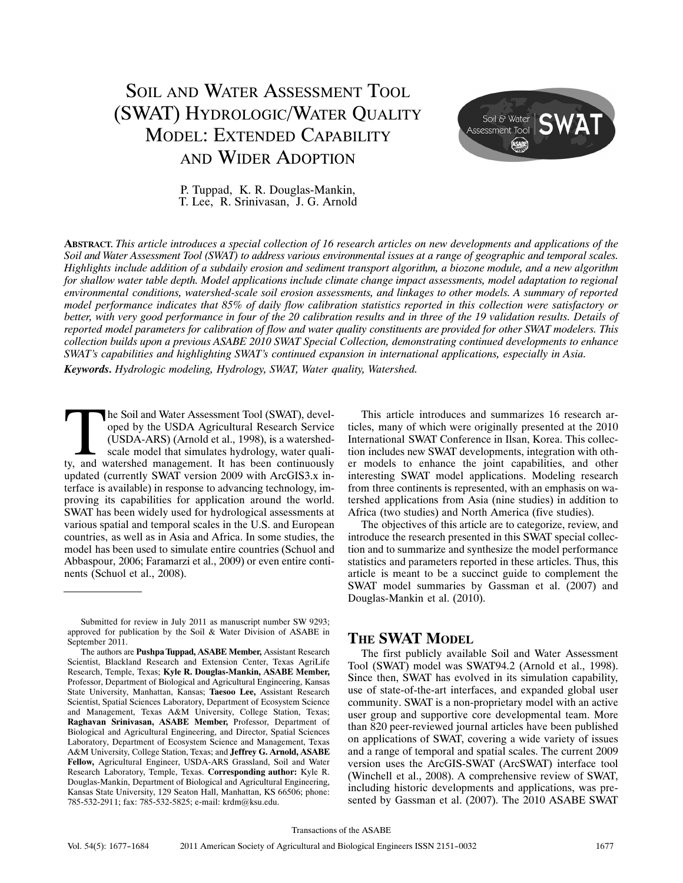# Soil and Water Assessment Tool (SWAT) Hydrologic/Water Quality Model: Extended Capability and Wider Adoption

P. Tuppad, K. R. Douglas-Mankin, T. Lee, R. Srinivasan, J. G. Arnold

**Abstract.** *This article introduces a special collection of 16 research articles on new developments and applications of the Soil and Water Assessment Tool (SWAT) to address various environmental issues at a range of geographic and temporal scales. Highlights include addition of a subdaily erosion and sediment transport algorithm, a biozone module, and a new algorithm for shallow water table depth. Model applications include climate change impact assessments, model adaptation to regional environmental conditions, watershed-scale soil erosion assessments, and linkages to other models. A summary of reported model performance indicates that 85% of daily flow calibration statistics reported in this collection were satisfactory or better, with very good performance in four of the 20 calibration results and in three of the 19 validation results. Details of reported model parameters for calibration of flow and water quality constituents are provided for other SWAT modelers. This collection builds upon a previous ASABE 2010 SWAT Special Collection, demonstrating continued developments to enhance SWAT's capabilities and highlighting SWAT's continued expansion in international applications, especially in Asia.*

***Keywords*.** *Hydrologic modeling, Hydrology, SWAT, Water quality, Watershed.*

The Soil and Water Assessment Tool (SWAT), developed by the USDA Agricultural Research Service (USDA-ARS) (Arnold et al., 1998), is a watershed-scale model that simulates hydrology, water quality, and watershed management. It has been continuously updated (currently SWAT version 2009 with ArcGIS3.x interface is available) in response to advancing technology, improving its capabilities for application around the world. SWAT has been widely used for hydrological assessments at various spatial and temporal scales in the U.S. and European countries, as well as in Asia and Africa. In some studies, the model has been used to simulate entire countries (Schuol and Abbaspour, 2006; Faramarzi et al., 2009) or even entire continents (Schuol et al., 2008).

Submitted for review in July 2011 as manuscript number SW 9293; approved for publication by the Soil & Water Division of ASABE in September 2011.

The authors are **Pushpa Tuppad, ASABE Member,** Assistant Research Scientist, Blackland Research and Extension Center, Texas AgriLife Research, Temple, Texas; **Kyle R. Douglas-Mankin, ASABE Member,** Professor, Department of Biological and Agricultural Engineering, Kansas State University, Manhattan, Kansas; **Taesoo Lee,** Assistant Research Scientist, Spatial Sciences Laboratory, Department of Ecosystem Science and Management, Texas A&M University, College Station, Texas; **Raghavan Srinivasan, ASABE Member,** Professor, Department of Biological and Agricultural Engineering, and Director, Spatial Sciences Laboratory, Department of Ecosystem Science and Management, Texas A&M University, College Station, Texas; and **Jeffrey G. Arnold, ASABE Fellow,** Agricultural Engineer, USDA-ARS Grassland, Soil and Water Research Laboratory, Temple, Texas. **Corresponding author:** Kyle R. Douglas-Mankin, Department of Biological and Agricultural Engineering, Kansas State University, 129 Seaton Hall, Manhattan, KS 66506; phone: 785-532-2911; fax: 785-532-5825; e-mail: krdm@ksu.edu.

This article introduces and summarizes 16 research articles, many of which were originally presented at the 2010 International SWAT Conference in Ilsan, Korea. This collection includes new SWAT developments, integration with other models to enhance the joint capabilities, and other interesting SWAT model applications. Modeling research from three continents is represented, with an emphasis on watershed applications from Asia (nine studies) in addition to Africa (two studies) and North America (five studies).

The objectives of this article are to categorize, review, and introduce the research presented in this SWAT special collection and to summarize and synthesize the model performance statistics and parameters reported in these articles. Thus, this article is meant to be a succinct guide to complement the SWAT model summaries by Gassman et al. (2007) and Douglas-Mankin et al. (2010).

## The SWAT Model

The first publicly available Soil and Water Assessment Tool (SWAT) model was SWAT94.2 (Arnold et al., 1998). Since then, SWAT has evolved in its simulation capability, use of state-of-the-art interfaces, and expanded global user community. SWAT is a non-proprietary model with an active user group and supportive core developmental team. More than 820 peer-reviewed journal articles have been published on applications of SWAT, covering a wide variety of issues and a range of temporal and spatial scales. The current 2009 version uses the ArcGIS-SWAT (ArcSWAT) interface tool (Winchell et al., 2008). A comprehensive review of SWAT, including historic developments and applications, was presented by Gassman et al. (2007). The 2010 ASABE SWAT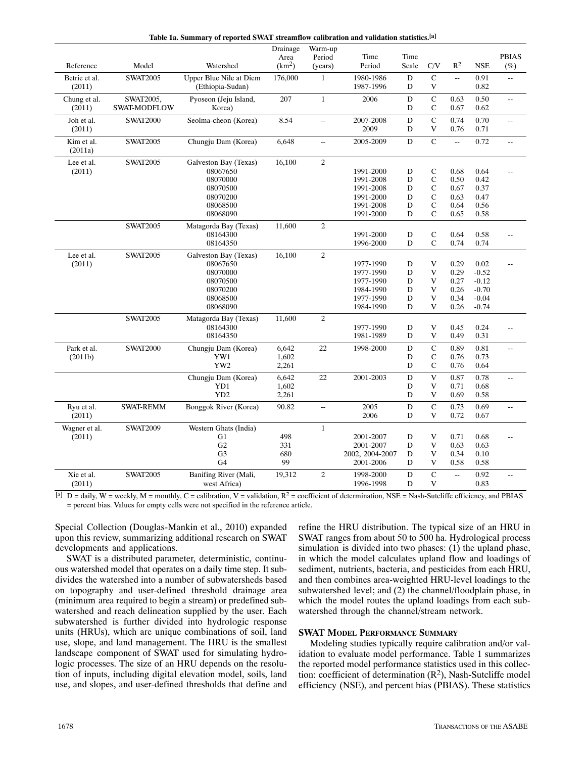**Table 1a. Summary of reported SWAT streamflow calibration and validation statistics.**[a]

| Reference | Model | Watershed | Drainage Area (km$^2$) | Warm-up Period (years) | Time Period | Time Scale | C/V | $R^2$ | NSE | PBIAS (%) |
|---|---|---|---|---|---|---|---|---|---|---|
| Betrie et al. (2011) | SWAT2005 | Upper Blue Nile at Diem (Ethiopia-Sudan) | 176,000 | 1 | 1980-1986 | D | C | -- | 0.91 | -- |
| | | | | | 1987-1996 | D | V | | 0.82 | |
| Chung et al. (2011) | SWAT2005, SWAT-MODFLOW | Pyoseon (Jeju Island, Korea) | 207 | 1 | 2006 | D | C | 0.63 | 0.50 | -- |
| | | | | | | D | C | 0.67 | 0.62 | |
| Joh et al. (2011) | SWAT2000 | Seolma-cheon (Korea) | 8.54 | -- | 2007-2008 | D | C | 0.74 | 0.70 | -- |
| | | | | | 2009 | D | V | 0.76 | 0.71 | |
| Kim et al. (2011a) | SWAT2005 | Chungju Dam (Korea) | 6,648 | -- | 2005-2009 | D | C | -- | 0.72 | -- |
| Lee et al. (2011) | SWAT2005 | Galveston Bay (Texas) | 16,100 | 2 | | | | | | |
| | | 08067650 | | | 1991-2000 | D | C | 0.68 | 0.64 | -- |
| | | 08070000 | | | 1991-2008 | D | C | 0.50 | 0.42 | |
| | | 08070500 | | | 1991-2008 | D | C | 0.67 | 0.37 | |
| | | 08070200 | | | 1991-2000 | D | C | 0.63 | 0.47 | |
| | | 08068500 | | | 1991-2008 | D | C | 0.64 | 0.56 | |
| | | 08068090 | | | 1991-2000 | D | C | 0.65 | 0.58 | |
| | SWAT2005 | Matagorda Bay (Texas) | 11,600 | 2 | | | | | | |
| | | 08164300 | | | 1991-2000 | D | C | 0.64 | 0.58 | -- |
| | | 08164350 | | | 1996-2000 | D | C | 0.74 | 0.74 | |
| Lee et al. (2011) | SWAT2005 | Galveston Bay (Texas) | 16,100 | 2 | | | | | | |
| | | 08067650 | | | 1977-1990 | D | V | 0.29 | 0.02 | -- |
| | | 08070000 | | | 1977-1990 | D | V | 0.29 | -0.52 | |
| | | 08070500 | | | 1977-1990 | D | V | 0.27 | -0.12 | |
| | | 08070200 | | | 1984-1990 | D | V | 0.26 | -0.70 | |
| | | 08068500 | | | 1977-1990 | D | V | 0.34 | -0.04 | |
| | | 08068090 | | | 1984-1990 | D | V | 0.26 | -0.74 | |
| | SWAT2005 | Matagorda Bay (Texas) | 11,600 | 2 | | | | | | |
| | | 08164300 | | | 1977-1990 | D | V | 0.45 | 0.24 | -- |
| | | 08164350 | | | 1981-1989 | D | V | 0.49 | 0.31 | |
| Park et al. (2011b) | SWAT2000 | Chungju Dam (Korea) | 6,642 | 22 | 1998-2000 | D | C | 0.89 | 0.81 | -- |
| | | YW1 | 1,602 | | | D | C | 0.76 | 0.73 | |
| | | YW2 | 2,261 | | | D | C | 0.76 | 0.64 | |
| | | Chungju Dam (Korea) | 6,642 | 22 | 2001-2003 | D | V | 0.87 | 0.78 | -- |
| | | YD1 | 1,602 | | | D | V | 0.71 | 0.68 | |
| | | YD2 | 2,261 | | | D | V | 0.69 | 0.58 | |
| Ryu et al. (2011) | SWAT-REMM | Bonggok River (Korea) | 90.82 | -- | 2005 | D | C | 0.73 | 0.69 | -- |
| | | | | | 2006 | D | V | 0.72 | 0.67 | |
| Wagner et al. (2011) | SWAT2009 | Western Ghats (India) | | 1 | | | | | | |
| | | G1 | 498 | | 2001-2007 | D | V | 0.71 | 0.68 | -- |
| | | G2 | 331 | | 2001-2007 | D | V | 0.63 | 0.63 | |
| | | G3 | 680 | | 2002, 2004-2007 | D | V | 0.34 | 0.10 | |
| | | G4 | 99 | | 2001-2006 | D | V | 0.58 | 0.58 | |
| Xie et al. (2011) | SWAT2005 | Banifing River (Mali, west Africa) | 19,312 | 2 | 1998-2000 | D | C | -- | 0.92 | -- |
| | | | | | 1996-1998 | D | V | | 0.83 | |

[a] D = daily, W = weekly, M = monthly, C = calibration, V = validation, $R^2$ = coefficient of determination, NSE = Nash-Sutcliffe efficiency, and PBIAS = percent bias. Values for empty cells were not specified in the reference article.

Special Collection (Douglas-Mankin et al., 2010) expanded upon this review, summarizing additional research on SWAT developments and applications.

SWAT is a distributed parameter, deterministic, continuous watershed model that operates on a daily time step. It subdivides the watershed into a number of subwatersheds based on topography and user-defined threshold drainage area (minimum area required to begin a stream) or predefined subwatershed and reach delineation supplied by the user. Each subwatershed is further divided into hydrologic response units (HRUs), which are unique combinations of soil, land use, slope, and land management. The HRU is the smallest landscape component of SWAT used for simulating hydrologic processes. The size of an HRU depends on the resolution of inputs, including digital elevation model, soils, land use, and slopes, and user-defined thresholds that define and refine the HRU distribution. The typical size of an HRU in SWAT ranges from about 50 to 500 ha. Hydrological process simulation is divided into two phases: (1) the upland phase, in which the model calculates upland flow and loadings of sediment, nutrients, bacteria, and pesticides from each HRU, and then combines area-weighted HRU-level loadings to the subwatershed level; and (2) the channel/floodplain phase, in which the model routes the upland loadings from each subwatershed through the channel/stream network.

## SWAT Model Performance Summary

Modeling studies typically require calibration and/or validation to evaluate model performance. Table 1 summarizes the reported model performance statistics used in this collection: coefficient of determination ($R^2$), Nash-Sutcliffe model efficiency (NSE), and percent bias (PBIAS). These statistics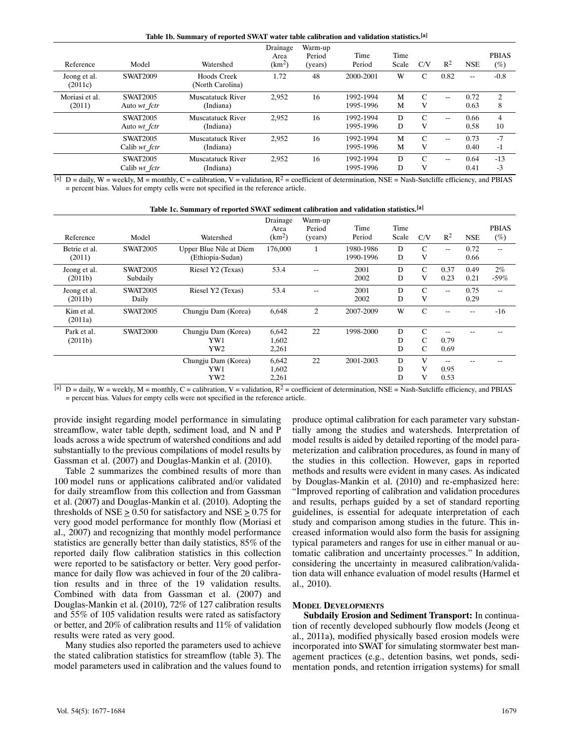**Table 1b. Summary of reported SWAT water table calibration and validation statistics.[a]**

| Reference | Model | Watershed | Drainage Area (km$^2$) | Warm-up Period (years) | Time Period | Time Scale | C/V | $R^2$ | NSE | PBIAS (%) |
|---|---|---|---|---|---|---|---|---|---|---|
| Jeong et al. (2011c) | SWAT2009 | Hoods Creek (North Carolina) | 1.72 | 48 | 2000-2001 | W | C | 0.82 | -- | -0.8 |
| Moriasi et al. (2011) | SWAT2005 Auto *wt_fctr* | Muscatatuck River (Indiana) | 2,952 | 16 | 1992-1994 | M | C | -- | 0.72 | 2 |
| | | | | | 1995-1996 | M | V | | 0.63 | 8 |
| | SWAT2005 Auto *wt_fctr* | Muscatatuck River (Indiana) | 2,952 | 16 | 1992-1994 | D | C | -- | 0.66 | 4 |
| | | | | | 1995-1996 | D | V | | 0.58 | 10 |
| | SWAT2005 Calib *wt_fctr* | Muscatatuck River (Indiana) | 2,952 | 16 | 1992-1994 | M | C | -- | 0.73 | -7 |
| | | | | | 1995-1996 | M | V | | 0.40 | -1 |
| | SWAT2005 Calib *wt_fctr* | Muscatatuck River (Indiana) | 2,952 | 16 | 1992-1994 | D | C | -- | 0.64 | -13 |
| | | | | | 1995-1996 | D | V | | 0.41 | -3 |

[a] D = daily, W = weekly, M = monthly, C = calibration, V = validation, $R^2$ = coefficient of determination, NSE = Nash-Sutcliffe efficiency, and PBIAS = percent bias. Values for empty cells were not specified in the reference article.

**Table 1c. Summary of reported SWAT sediment calibration and validation statistics.[a]**

| Reference | Model | Watershed | Drainage Area (km$^2$) | Warm-up Period (years) | Time Period | Time Scale | C/V | $R^2$ | NSE | PBIAS (%) |
|---|---|---|---|---|---|---|---|---|---|---|
| Betrie et al. (2011) | SWAT2005 | Upper Blue Nile at Diem (Ethiopia-Sudan) | 176,000 | 1 | 1980-1986 | D | C | -- | 0.72 | -- |
| | | | | | 1990-1996 | D | V | | 0.66 | |
| Jeong et al. (2011b) | SWAT2005 Subdaily | Riesel Y2 (Texas) | 53.4 | -- | 2001 | D | C | 0.37 | 0.49 | 2% |
| | | | | | 2002 | D | V | 0.23 | 0.21 | -59% |
| Jeong et al. (2011b) | SWAT2005 Daily | Riesel Y2 (Texas) | 53.4 | -- | 2001 | D | C | -- | 0.75 | -- |
| | | | | | 2002 | D | V | | 0.29 | |
| Kim et al. (2011a) | SWAT2005 | Chungju Dam (Korea) | 6,648 | 2 | 2007-2009 | W | C | -- | -- | -16 |
| Park et al. (2011b) | SWAT2000 | Chungju Dam (Korea) | 6,642 | 22 | 1998-2000 | D | C | -- | -- | -- |
| | | YW1 | 1,602 | | | D | C | 0.79 | | |
| | | YW2 | 2,261 | | | D | C | 0.69 | | |
| | | Chungju Dam (Korea) | 6,642 | 22 | 2001-2003 | D | V | -- | -- | -- |
| | | YW1 | 1,602 | | | D | V | 0.95 | | |
| | | YW2 | 2,261 | | | D | V | 0.53 | | |

[a] D = daily, W = weekly, M = monthly, C = calibration, V = validation, $R^2$ = coefficient of determination, NSE = Nash-Sutcliffe efficiency, and PBIAS = percent bias. Values for empty cells were not specified in the reference article.

provide insight regarding model performance in simulating streamflow, water table depth, sediment load, and N and P loads across a wide spectrum of watershed conditions and add substantially to the previous compilations of model results by Gassman et al. (2007) and Douglas-Mankin et al. (2010).

Table 2 summarizes the combined results of more than 100 model runs or applications calibrated and/or validated for daily streamflow from this collection and from Gassman et al. (2007) and Douglas-Mankin et al. (2010). Adopting the thresholds of NSE $\geq$ 0.50 for satisfactory and NSE $\geq$ 0.75 for very good model performance for monthly flow (Moriasi et al., 2007) and recognizing that monthly model performance statistics are generally better than daily statistics, 85% of the reported daily flow calibration statistics in this collection were reported to be satisfactory or better. Very good performance for daily flow was achieved in four of the 20 calibration results and in three of the 19 validation results. Combined with data from Gassman et al. (2007) and Douglas-Mankin et al. (2010), 72% of 127 calibration results and 55% of 105 validation results were rated as satisfactory or better, and 20% of calibration results and 11% of validation results were rated as very good.

Many studies also reported the parameters used to achieve the stated calibration statistics for streamflow (table 3). The model parameters used in calibration and the values found to produce optimal calibration for each parameter vary substantially among the studies and watersheds. Interpretation of model results is aided by detailed reporting of the model parameterization and calibration procedures, as found in many of the studies in this collection. However, gaps in reported methods and results were evident in many cases. As indicated by Douglas-Mankin et al. (2010) and re-emphasized here: "Improved reporting of calibration and validation procedures and results, perhaps guided by a set of standard reporting guidelines, is essential for adequate interpretation of each study and comparison among studies in the future. This increased information would also form the basis for assigning typical parameters and ranges for use in either manual or automatic calibration and uncertainty processes." In addition, considering the uncertainty in measured calibration/validation data will enhance evaluation of model results (Harmel et al., 2010).

## Model Developments

**Subdaily Erosion and Sediment Transport:** In continuation of recently developed subhourly flow models (Jeong et al., 2011a), modified physically based erosion models were incorporated into SWAT for simulating stormwater best management practices (e.g., detention basins, wet ponds, sedimentation ponds, and retention irrigation systems) for small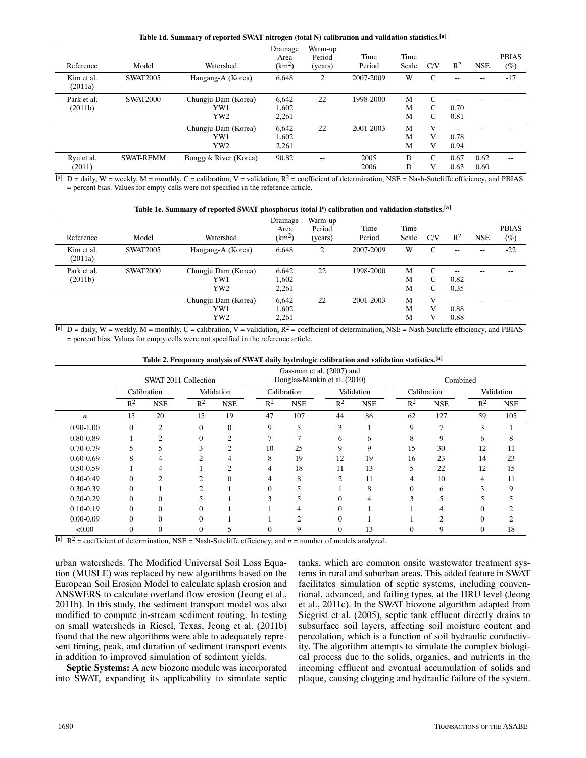**Table 1d. Summary of reported SWAT nitrogen (total N) calibration and validation statistics.[a]**

| Reference | Model | Watershed | Drainage Area (km$^2$) | Warm-up Period (years) | Time Period | Time Scale | C/V | $R^2$ | NSE | PBIAS (%) |
|---|---|---|---|---|---|---|---|---|---|---|
| Kim et al. (2011a) | SWAT2005 | Hangang-A (Korea) | 6,648 | 2 | 2007-2009 | W | C | -- | -- | -17 |
| Park et al. (2011b) | SWAT2000 | Chungju Dam (Korea) | 6,642 | 22 | 1998-2000 | M | C | -- | -- | -- |
| | | YW1 | 1,602 | | | M | C | 0.70 | | |
| | | YW2 | 2,261 | | | M | C | 0.81 | | |
| | | Chungju Dam (Korea) | 6,642 | 22 | 2001-2003 | M | V | -- | -- | -- |
| | | YW1 | 1,602 | | | M | V | 0.78 | | |
| | | YW2 | 2,261 | | | M | V | 0.94 | | |
| Ryu et al. (2011) | SWAT-REMM | Bonggok River (Korea) | 90.82 | -- | 2005 | D | C | 0.67 | 0.62 | -- |
| | | | | | 2006 | D | V | 0.63 | 0.60 | |

[a] D = daily, W = weekly, M = monthly, C = calibration, V = validation, $R^2$ = coefficient of determination, NSE = Nash-Sutcliffe efficiency, and PBIAS = percent bias. Values for empty cells were not specified in the reference article.

**Table 1e. Summary of reported SWAT phosphorus (total P) calibration and validation statistics.[a]**

| Reference | Model | Watershed | Drainage Area (km$^2$) | Warm-up Period (years) | Time Period | Time Scale | C/V | $R^2$ | NSE | PBIAS (%) |
|---|---|---|---|---|---|---|---|---|---|---|
| Kim et al. (2011a) | SWAT2005 | Hangang-A (Korea) | 6,648 | 2 | 2007-2009 | W | C | -- | -- | -22 |
| Park et al. (2011b) | SWAT2000 | Chungju Dam (Korea) | 6,642 | 22 | 1998-2000 | M | C | -- | -- | -- |
| | | YW1 | 1,602 | | | M | C | 0.82 | | |
| | | YW2 | 2,261 | | | M | C | 0.35 | | |
| | | Chungju Dam (Korea) | 6,642 | 22 | 2001-2003 | M | V | -- | -- | -- |
| | | YW1 | 1,602 | | | M | V | 0.88 | | |
| | | YW2 | 2,261 | | | M | V | 0.88 | | |

[a] D = daily, W = weekly, M = monthly, C = calibration, V = validation, $R^2$ = coefficient of determination, NSE = Nash-Sutcliffe efficiency, and PBIAS = percent bias. Values for empty cells were not specified in the reference article.

**Table 2. Frequency analysis of SWAT daily hydrologic calibration and validation statistics.[a]**

| | SWAT 2011 Collection | | | | Gassman et al. (2007) and Douglas-Mankin et al. (2010) | | | | Combined | | | |
|---|---|---|---|---|---|---|---|---|---|---|---|---|
| | Calibration | | Validation | | Calibration | | Validation | | Calibration | | Validation | |
| | $R^2$ | NSE | $R^2$ | NSE | $R^2$ | NSE | $R^2$ | NSE | $R^2$ | NSE | $R^2$ | NSE |
| $n$ | 15 | 20 | 15 | 19 | 47 | 107 | 44 | 86 | 62 | 127 | 59 | 105 |
| 0.90-1.00 | 0 | 2 | 0 | 0 | 9 | 5 | 3 | 1 | 9 | 7 | 3 | 1 |
| 0.80-0.89 | 1 | 2 | 0 | 2 | 7 | 7 | 6 | 6 | 8 | 9 | 6 | 8 |
| 0.70-0.79 | 5 | 5 | 3 | 2 | 10 | 25 | 9 | 9 | 15 | 30 | 12 | 11 |
| 0.60-0.69 | 8 | 4 | 2 | 4 | 8 | 19 | 12 | 19 | 16 | 23 | 14 | 23 |
| 0.50-0.59 | 1 | 4 | 1 | 2 | 4 | 18 | 11 | 13 | 5 | 22 | 12 | 15 |
| 0.40-0.49 | 0 | 2 | 2 | 0 | 4 | 8 | 2 | 11 | 4 | 10 | 4 | 11 |
| 0.30-0.39 | 0 | 1 | 2 | 1 | 0 | 5 | 1 | 8 | 0 | 6 | 3 | 9 |
| 0.20-0.29 | 0 | 0 | 5 | 1 | 3 | 5 | 0 | 4 | 3 | 5 | 5 | 5 |
| 0.10-0.19 | 0 | 0 | 0 | 1 | 1 | 4 | 0 | 1 | 1 | 4 | 0 | 2 |
| 0.00-0.09 | 0 | 0 | 0 | 1 | 1 | 2 | 0 | 1 | 1 | 2 | 0 | 2 |
| <0.00 | 0 | 0 | 0 | 5 | 0 | 9 | 0 | 13 | 0 | 9 | 0 | 18 |

[a] $R^2$ = coefficient of determination, NSE = Nash-Sutcliffe efficiency, and $n$ = number of models analyzed.

urban watersheds. The Modified Universal Soil Loss Equation (MUSLE) was replaced by new algorithms based on the European Soil Erosion Model to calculate splash erosion and ANSWERS to calculate overland flow erosion (Jeong et al., 2011b). In this study, the sediment transport model was also modified to compute in-stream sediment routing. In testing on small watersheds in Riesel, Texas, Jeong et al. (2011b) found that the new algorithms were able to adequately represent timing, peak, and duration of sediment transport events in addition to improved simulation of sediment yields.

**Septic Systems:** A new biozone module was incorporated into SWAT, expanding its applicability to simulate septic tanks, which are common onsite wastewater treatment systems in rural and suburban areas. This added feature in SWAT facilitates simulation of septic systems, including conventional, advanced, and failing types, at the HRU level (Jeong et al., 2011c). In the SWAT biozone algorithm adapted from Siegrist et al. (2005), septic tank effluent directly drains to subsurface soil layers, affecting soil moisture content and percolation, which is a function of soil hydraulic conductivity. The algorithm attempts to simulate the complex biological process due to the solids, organics, and nutrients in the incoming effluent and eventual accumulation of solids and plaque, causing clogging and hydraulic failure of the system.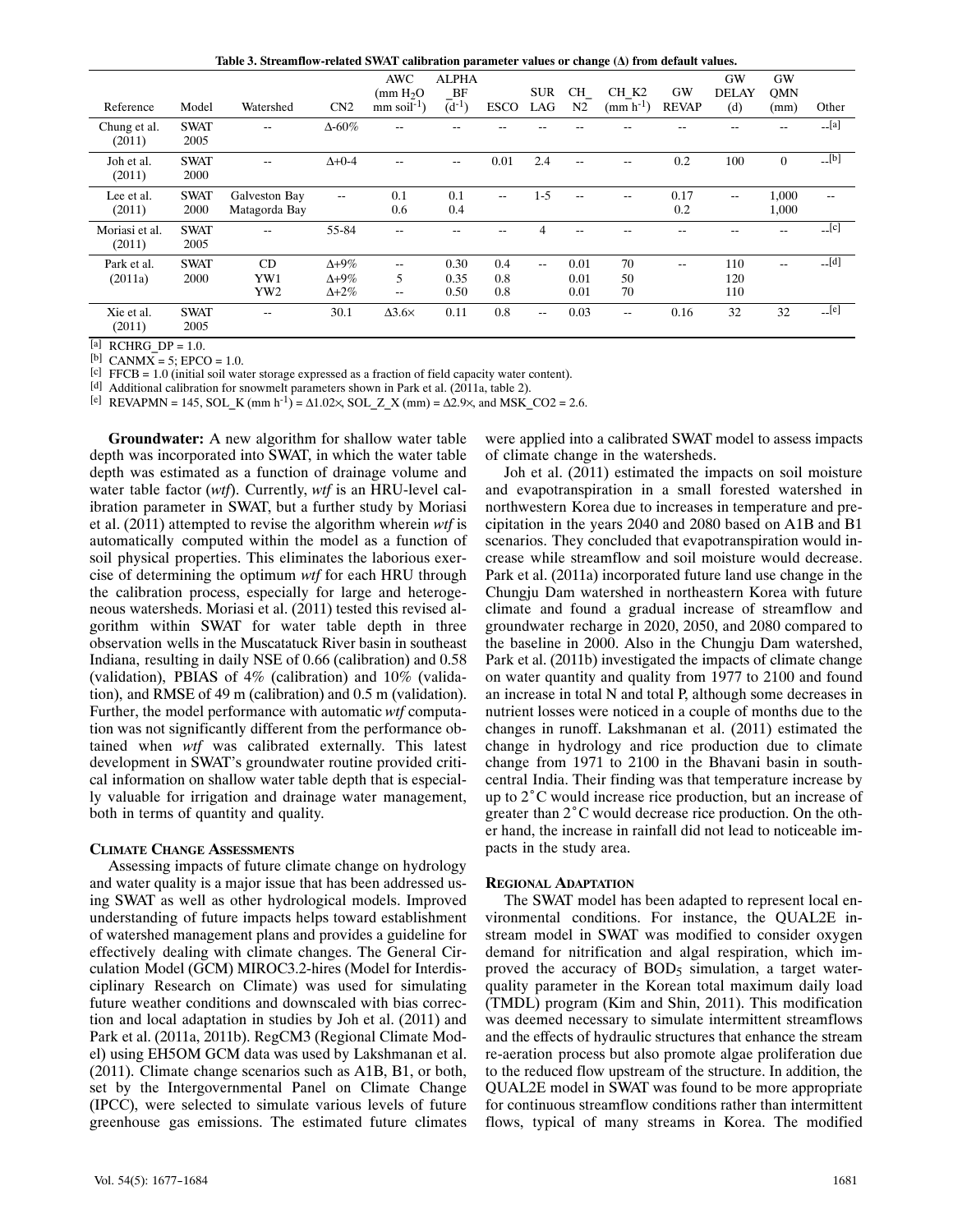**Table 3. Streamflow-related SWAT calibration parameter values or change (Δ) from default values.**

| Reference | Model | Watershed | CN2 | AWC (mm $H_2O$ mm soil$^{-1}$) | ALPHA_BF ($d^{-1}$) | ESCO | SURLAG | CH_N2 | CH_K2 (mm $h^{-1}$) | GW_REVAP | GW DELAY (d) | GWQMN (mm) | Other |
|---|---|---|---|---|---|---|---|---|---|---|---|---|---|
| Chung et al. (2011) | SWAT 2005 | -- | Δ-60% | -- | -- | -- | -- | -- | -- | -- | -- | -- | --[a] |
| Joh et al. (2011) | SWAT 2000 | -- | Δ+0-4 | -- | -- | 0.01 | 2.4 | -- | -- | 0.2 | 100 | 0 | --[b] |
| Lee et al. (2011) | SWAT 2000 | Galveston Bay<br>Matagorda Bay | -- | 0.1<br>0.6 | 0.1<br>0.4 | -- | 1-5 | -- | -- | 0.17<br>0.2 | -- | 1,000<br>1,000 | -- |
| Moriasi et al. (2011) | SWAT 2005 | -- | 55-84 | -- | -- | -- | 4 | -- | -- | -- | -- | -- | --[c] |
| Park et al. (2011a) | SWAT 2000 | CD<br>YW1<br>YW2 | Δ+9%<br>Δ+9%<br>Δ+2% | --<br>5<br>-- | 0.30<br>0.35<br>0.50 | 0.4<br>0.8<br>0.8 | -- | 0.01<br>0.01<br>0.01 | 70<br>50<br>70 | -- | 110<br>120<br>110 | -- | --[d] |
| Xie et al. (2011) | SWAT 2005 | -- | 30.1 | Δ3.6× | 0.11 | 0.8 | -- | 0.03 | -- | 0.16 | 32 | 32 | --[e] |

[a] RCHRG_DP = 1.0.
[b] CANMX = 5; EPCO = 1.0.
[c] FFCB = 1.0 (initial soil water storage expressed as a fraction of field capacity water content).
[d] Additional calibration for snowmelt parameters shown in Park et al. (2011a, table 2).
[e] REVAPMN = 145, SOL_K (mm $h^{-1}$) = Δ1.02×, SOL_Z_X (mm) = Δ2.9×, and MSK_CO2 = 2.6.

**Groundwater:** A new algorithm for shallow water table depth was incorporated into SWAT, in which the water table depth was estimated as a function of drainage volume and water table factor (*wtf*). Currently, *wtf* is an HRU-level calibration parameter in SWAT, but a further study by Moriasi et al. (2011) attempted to revise the algorithm wherein *wtf* is automatically computed within the model as a function of soil physical properties. This eliminates the laborious exercise of determining the optimum *wtf* for each HRU through the calibration process, especially for large and heterogeneous watersheds. Moriasi et al. (2011) tested this revised algorithm within SWAT for water table depth in three observation wells in the Muscatatuck River basin in southeast Indiana, resulting in daily NSE of 0.66 (calibration) and 0.58 (validation), PBIAS of 4% (calibration) and 10% (validation), and RMSE of 49 m (calibration) and 0.5 m (validation). Further, the model performance with automatic *wtf* computation was not significantly different from the performance obtained when *wtf* was calibrated externally. This latest development in SWAT's groundwater routine provided critical information on shallow water table depth that is especially valuable for irrigation and drainage water management, both in terms of quantity and quality.

### Climate Change Assessments

Assessing impacts of future climate change on hydrology and water quality is a major issue that has been addressed using SWAT as well as other hydrological models. Improved understanding of future impacts helps toward establishment of watershed management plans and provides a guideline for effectively dealing with climate changes. The General Circulation Model (GCM) MIROC3.2-hires (Model for Interdisciplinary Research on Climate) was used for simulating future weather conditions and downscaled with bias correction and local adaptation in studies by Joh et al. (2011) and Park et al. (2011a, 2011b). RegCM3 (Regional Climate Model) using EH5OM GCM data was used by Lakshmanan et al. (2011). Climate change scenarios such as A1B, B1, or both, set by the Intergovernmental Panel on Climate Change (IPCC), were selected to simulate various levels of future greenhouse gas emissions. The estimated future climates were applied into a calibrated SWAT model to assess impacts of climate change in the watersheds.

Joh et al. (2011) estimated the impacts on soil moisture and evapotranspiration in a small forested watershed in northwestern Korea due to increases in temperature and precipitation in the years 2040 and 2080 based on A1B and B1 scenarios. They concluded that evapotranspiration would increase while streamflow and soil moisture would decrease. Park et al. (2011a) incorporated future land use change in the Chungju Dam watershed in northeastern Korea with future climate and found a gradual increase of streamflow and groundwater recharge in 2020, 2050, and 2080 compared to the baseline in 2000. Also in the Chungju Dam watershed, Park et al. (2011b) investigated the impacts of climate change on water quantity and quality from 1977 to 2100 and found an increase in total N and total P, although some decreases in nutrient losses were noticed in a couple of months due to the changes in runoff. Lakshmanan et al. (2011) estimated the change in hydrology and rice production due to climate change from 1971 to 2100 in the Bhavani basin in south-central India. Their finding was that temperature increase by up to 2°C would increase rice production, but an increase of greater than 2°C would decrease rice production. On the other hand, the increase in rainfall did not lead to noticeable impacts in the study area.

### Regional Adaptation

The SWAT model has been adapted to represent local environmental conditions. For instance, the QUAL2E instream model in SWAT was modified to consider oxygen demand for nitrification and algal respiration, which improved the accuracy of $BOD_5$ simulation, a target water-quality parameter in the Korean total maximum daily load (TMDL) program (Kim and Shin, 2011). This modification was deemed necessary to simulate intermittent streamflows and the effects of hydraulic structures that enhance the stream re-aeration process but also promote algae proliferation due to the reduced flow upstream of the structure. In addition, the QUAL2E model in SWAT was found to be more appropriate for continuous streamflow conditions rather than intermittent flows, typical of many streams in Korea. The modified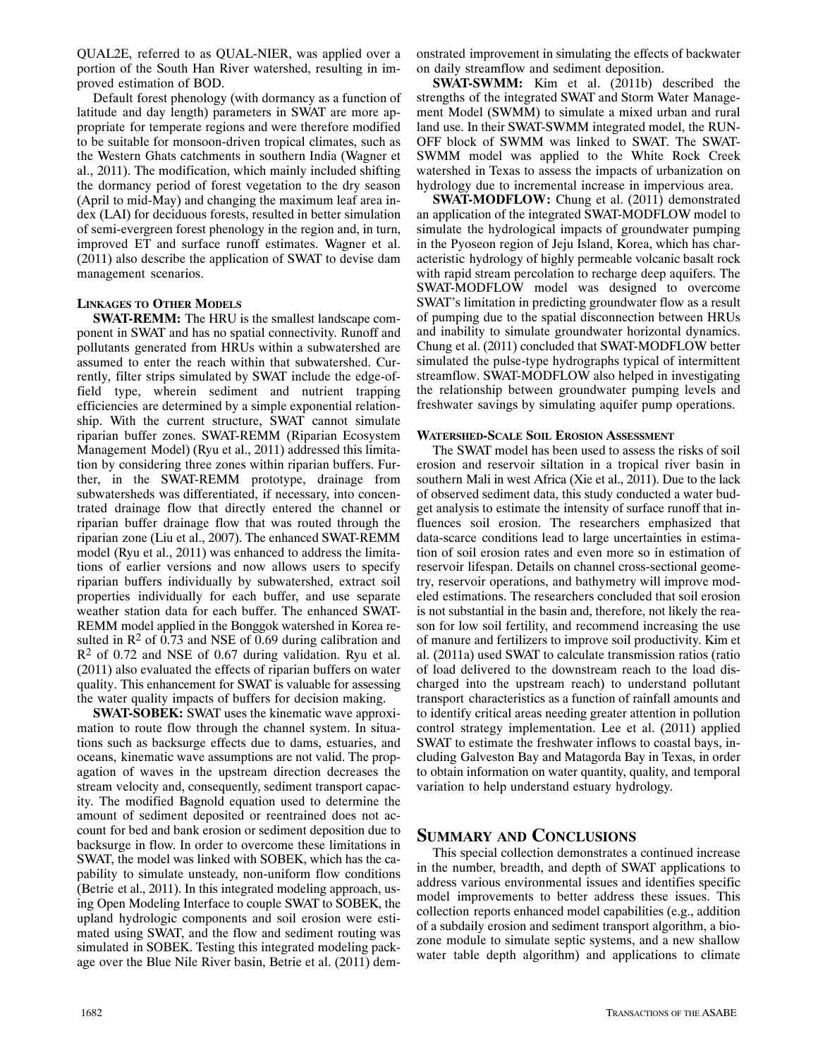QUAL2E, referred to as QUAL-NIER, was applied over a portion of the South Han River watershed, resulting in improved estimation of BOD.

Default forest phenology (with dormancy as a function of latitude and day length) parameters in SWAT are more appropriate for temperate regions and were therefore modified to be suitable for monsoon-driven tropical climates, such as the Western Ghats catchments in southern India (Wagner et al., 2011). The modification, which mainly included shifting the dormancy period of forest vegetation to the dry season (April to mid-May) and changing the maximum leaf area index (LAI) for deciduous forests, resulted in better simulation of semi-evergreen forest phenology in the region and, in turn, improved ET and surface runoff estimates. Wagner et al. (2011) also describe the application of SWAT to devise dam management scenarios.

### Linkages to Other Models

**SWAT-REMM:** The HRU is the smallest landscape component in SWAT and has no spatial connectivity. Runoff and pollutants generated from HRUs within a subwatershed are assumed to enter the reach within that subwatershed. Currently, filter strips simulated by SWAT include the edge-of-field type, wherein sediment and nutrient trapping efficiencies are determined by a simple exponential relationship. With the current structure, SWAT cannot simulate riparian buffer zones. SWAT-REMM (Riparian Ecosystem Management Model) (Ryu et al., 2011) addressed this limitation by considering three zones within riparian buffers. Further, in the SWAT-REMM prototype, drainage from subwatersheds was differentiated, if necessary, into concentrated drainage flow that directly entered the channel or riparian buffer drainage flow that was routed through the riparian zone (Liu et al., 2007). The enhanced SWAT-REMM model (Ryu et al., 2011) was enhanced to address the limitations of earlier versions and now allows users to specify riparian buffers individually by subwatershed, extract soil properties individually for each buffer, and use separate weather station data for each buffer. The enhanced SWAT-REMM model applied in the Bonggok watershed in Korea resulted in $R^2$ of 0.73 and NSE of 0.69 during calibration and $R^2$ of 0.72 and NSE of 0.67 during validation. Ryu et al. (2011) also evaluated the effects of riparian buffers on water quality. This enhancement for SWAT is valuable for assessing the water quality impacts of buffers for decision making.

**SWAT-SOBEK:** SWAT uses the kinematic wave approximation to route flow through the channel system. In situations such as backsurge effects due to dams, estuaries, and oceans, kinematic wave assumptions are not valid. The propagation of waves in the upstream direction decreases the stream velocity and, consequently, sediment transport capacity. The modified Bagnold equation used to determine the amount of sediment deposited or reentrained does not account for bed and bank erosion or sediment deposition due to backsurge in flow. In order to overcome these limitations in SWAT, the model was linked with SOBEK, which has the capability to simulate unsteady, non-uniform flow conditions (Betrie et al., 2011). In this integrated modeling approach, using Open Modeling Interface to couple SWAT to SOBEK, the upland hydrologic components and soil erosion were estimated using SWAT, and the flow and sediment routing was simulated in SOBEK. Testing this integrated modeling package over the Blue Nile River basin, Betrie et al. (2011) demonstrated improvement in simulating the effects of backwater on daily streamflow and sediment deposition.

**SWAT-SWMM:** Kim et al. (2011b) described the strengths of the integrated SWAT and Storm Water Management Model (SWMM) to simulate a mixed urban and rural land use. In their SWAT-SWMM integrated model, the RUNOFF block of SWMM was linked to SWAT. The SWAT-SWMM model was applied to the White Rock Creek watershed in Texas to assess the impacts of urbanization on hydrology due to incremental increase in impervious area.

**SWAT-MODFLOW:** Chung et al. (2011) demonstrated an application of the integrated SWAT-MODFLOW model to simulate the hydrological impacts of groundwater pumping in the Pyoseon region of Jeju Island, Korea, which has characteristic hydrology of highly permeable volcanic basalt rock with rapid stream percolation to recharge deep aquifers. The SWAT-MODFLOW model was designed to overcome SWAT's limitation in predicting groundwater flow as a result of pumping due to the spatial disconnection between HRUs and inability to simulate groundwater horizontal dynamics. Chung et al. (2011) concluded that SWAT-MODFLOW better simulated the pulse-type hydrographs typical of intermittent streamflow. SWAT-MODFLOW also helped in investigating the relationship between groundwater pumping levels and freshwater savings by simulating aquifer pump operations.

### Watershed-Scale Soil Erosion Assessment

The SWAT model has been used to assess the risks of soil erosion and reservoir siltation in a tropical river basin in southern Mali in west Africa (Xie et al., 2011). Due to the lack of observed sediment data, this study conducted a water budget analysis to estimate the intensity of surface runoff that influences soil erosion. The researchers emphasized that data-scarce conditions lead to large uncertainties in estimation of soil erosion rates and even more so in estimation of reservoir lifespan. Details on channel cross-sectional geometry, reservoir operations, and bathymetry will improve modeled estimations. The researchers concluded that soil erosion is not substantial in the basin and, therefore, not likely the reason for low soil fertility, and recommend increasing the use of manure and fertilizers to improve soil productivity. Kim et al. (2011a) used SWAT to calculate transmission ratios (ratio of load delivered to the downstream reach to the load discharged into the upstream reach) to understand pollutant transport characteristics as a function of rainfall amounts and to identify critical areas needing greater attention in pollution control strategy implementation. Lee et al. (2011) applied SWAT to estimate the freshwater inflows to coastal bays, including Galveston Bay and Matagorda Bay in Texas, in order to obtain information on water quantity, quality, and temporal variation to help understand estuary hydrology.

## Summary and Conclusions

This special collection demonstrates a continued increase in the number, breadth, and depth of SWAT applications to address various environmental issues and identifies specific model improvements to better address these issues. This collection reports enhanced model capabilities (e.g., addition of a subdaily erosion and sediment transport algorithm, a biozone module to simulate septic systems, and a new shallow water table depth algorithm) and applications to climate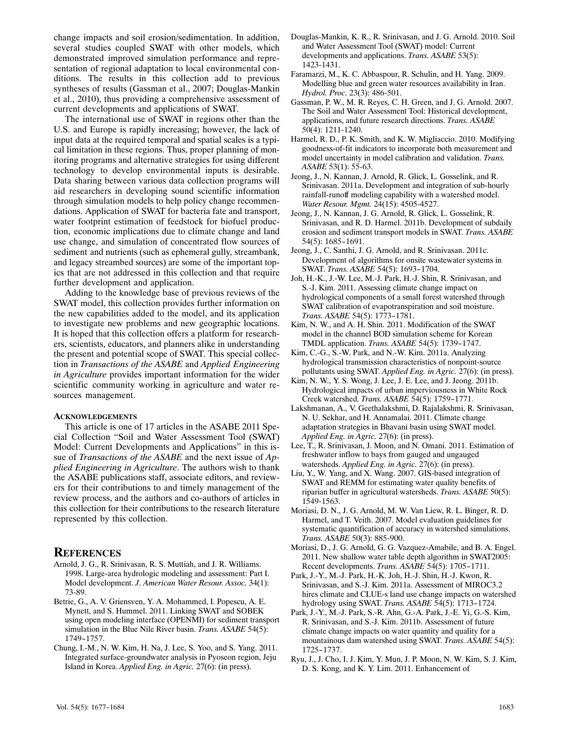change impacts and soil erosion/sedimentation. In addition, several studies coupled SWAT with other models, which demonstrated improved simulation performance and representation of regional adaptation to local environmental conditions. The results in this collection add to previous syntheses of results (Gassman et al., 2007; Douglas-Mankin et al., 2010), thus providing a comprehensive assessment of current developments and applications of SWAT.

The international use of SWAT in regions other than the U.S. and Europe is rapidly increasing; however, the lack of input data at the required temporal and spatial scales is a typical limitation in these regions. Thus, proper planning of monitoring programs and alternative strategies for using different technology to develop environmental inputs is desirable. Data sharing between various data collection programs will aid researchers in developing sound scientific information through simulation models to help policy change recommendations. Application of SWAT for bacteria fate and transport, water footprint estimation of feedstock for biofuel production, economic implications due to climate change and land use change, and simulation of concentrated flow sources of sediment and nutrients (such as ephemeral gully, streambank, and legacy streambed sources) are some of the important topics that are not addressed in this collection and that require further development and application.

Adding to the knowledge base of previous reviews of the SWAT model, this collection provides further information on the new capabilities added to the model, and its application to investigate new problems and new geographic locations. It is hoped that this collection offers a platform for researchers, scientists, educators, and planners alike in understanding the present and potential scope of SWAT. This special collection in *Transactions of the ASABE* and *Applied Engineering in Agriculture* provides important information for the wider scientific community working in agriculture and water resources management.

### Acknowledgements

This article is one of 17 articles in the ASABE 2011 Special Collection "Soil and Water Assessment Tool (SWAT) Model: Current Developments and Applications" in this issue of *Transactions of the ASABE* and the next issue of *Applied Engineering in Agriculture*. The authors wish to thank the ASABE publications staff, associate editors, and reviewers for their contributions to and timely management of the review process, and the authors and co-authors of articles in this collection for their contributions to the research literature represented by this collection.

## References

Arnold, J. G., R. Srinivasan, R. S. Muttiah, and J. R. Williams. 1998. Large-area hydrologic modeling and assessment: Part I. Model development. *J. American Water Resour. Assoc.* 34(1): 73-89.

Betrie, G., A. V. Griensven, Y. A. Mohammed, I. Popescu, A. E. Mynett, and S. Hummel. 2011. Linking SWAT and SOBEK using open modeling interface (OPENMI) for sediment transport simulation in the Blue Nile River basin. *Trans. ASABE* 54(5): 1749-1757.

Chung, I.-M., N. W. Kim, H. Na, J. Lee, S. Yoo, and S. Yang. 2011. Integrated surface-groundwater analysis in Pyoseon region, Jeju Island in Korea. *Applied Eng. in Agric.* 27(6): (in press).

Douglas-Mankin, K. R., R. Srinivasan, and J. G. Arnold. 2010. Soil and Water Assessment Tool (SWAT) model: Current developments and applications. *Trans. ASABE* 53(5): 1423-1431.

Faramarzi, M., K. C. Abbaspour, R. Schulin, and H. Yang. 2009. Modelling blue and green water resources availability in Iran. *Hydrol. Proc.* 23(3): 486-501.

Gassman, P. W., M. R. Reyes, C. H. Green, and J. G. Arnold. 2007. The Soil and Water Assessment Tool: Historical development, applications, and future research directions. *Trans. ASABE* 50(4): 1211-1240.

Harmel, R. D., P. K. Smith, and K. W. Migliaccio. 2010. Modifying goodness-of-fit indicators to incorporate both measurement and model uncertainty in model calibration and validation. *Trans. ASABE* 53(1): 55-63.

Jeong, J., N. Kannan, J. Arnold, R. Glick, L. Gosselink, and R. Srinivasan. 2011a. Development and integration of sub-hourly rainfall-runoff modeling capability with a watershed model. *Water Resour. Mgmt.* 24(15): 4505-4527.

Jeong, J., N. Kannan, J. G. Arnold, R. Glick, L. Gosselink, R. Srinivasan, and R. D. Harmel. 2011b. Development of subdaily erosion and sediment transport models in SWAT. *Trans. ASABE* 54(5): 1685-1691.

Jeong, J., C. Santhi, J. G. Arnold, and R. Srinivasan. 2011c. Development of algorithms for onsite wastewater systems in SWAT. *Trans. ASABE* 54(5): 1693-1704.

Joh, H.-K., J.-W. Lee, M.-J. Park, H.-J. Shin, R. Srinivasan, and S.-J. Kim. 2011. Assessing climate change impact on hydrological components of a small forest watershed through SWAT calibration of evapotranspiration and soil moisture. *Trans. ASABE* 54(5): 1773-1781.

Kim, N. W., and A. H. Shin. 2011. Modification of the SWAT model in the channel BOD simulation scheme for Korean TMDL application. *Trans. ASABE* 54(5): 1739-1747.

Kim, C.-G., S.-W. Park, and N.-W. Kim. 2011a. Analyzing hydrological transmission characteristics of nonpoint-source pollutants using SWAT. *Applied Eng. in Agric.* 27(6): (in press).

Kim, N. W., Y. S. Wong, J. Lee, J. E. Lee, and J. Jeong. 2011b. Hydrological impacts of urban imperviousness in White Rock Creek watershed. *Trans. ASABE* 54(5): 1759-1771.

Lakshmanan, A., V. Geethalakshmi, D. Rajalakshmi, R. Srinivasan, N. U. Sekhar, and H. Annamalai. 2011. Climate change adaptation strategies in Bhavani basin using SWAT model. *Applied Eng. in Agric.* 27(6): (in press).

Lee, T., R. Srinivasan, J. Moon, and N. Omani. 2011. Estimation of freshwater inflow to bays from gauged and ungauged watersheds. *Applied Eng. in Agric.* 27(6): (in press).

Liu, Y., W. Yang, and X. Wang. 2007. GIS-based integration of SWAT and REMM for estimating water quality benefits of riparian buffer in agricultural watersheds. *Trans. ASABE* 50(5): 1549-1563.

Moriasi, D. N., J. G. Arnold, M. W. Van Liew, R. L. Binger, R. D. Harmel, and T. Veith. 2007. Model evaluation guidelines for systematic quantification of accuracy in watershed simulations. *Trans. ASABE* 50(3): 885-900.

Moriasi, D., J. G. Arnold, G. G. Vazquez-Amabile, and B. A. Engel. 2011. New shallow water table depth algorithm in SWAT2005: Recent developments. *Trans. ASABE* 54(5): 1705-1711.

Park, J.-Y., M.-J. Park, H.-K. Joh, H.-J. Shin, H.-J. Kwon, R. Srinivasan, and S.-J. Kim. 2011a. Assessment of MIROC3.2 hires climate and CLUE-s land use change impacts on watershed hydrology using SWAT. *Trans. ASABE* 54(5): 1713-1724.

Park, J.-Y., M.-J. Park, S.-R. Ahn, G.-A. Park, J.-E. Yi, G.-S. Kim, R. Srinivasan, and S.-J. Kim. 2011b. Assessment of future climate change impacts on water quantity and quality for a mountainous dam watershed using SWAT. *Trans. ASABE* 54(5): 1725-1737.

Ryu, J., J. Cho, I. J. Kim, Y. Mun, J. P. Moon, N. W. Kim, S. J. Kim, D. S. Kong, and K. Y. Lim. 2011. Enhancement of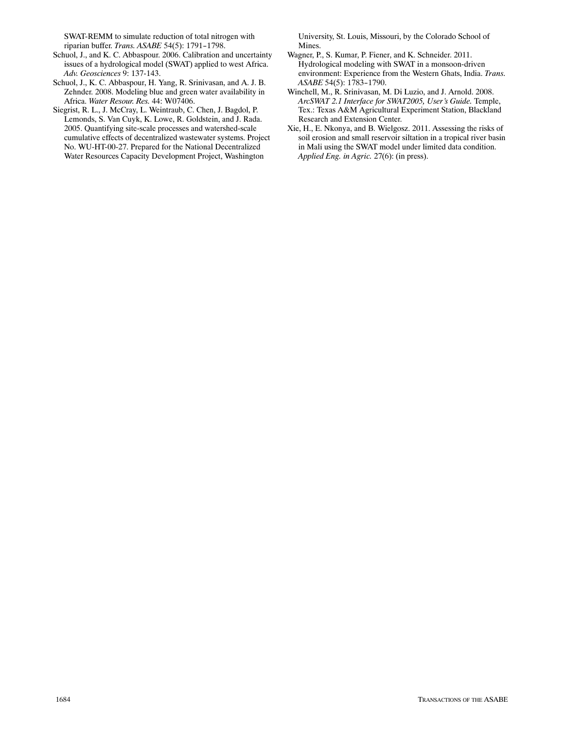SWAT-REMM to simulate reduction of total nitrogen with riparian buffer. *Trans. ASABE* 54(5): 1791‑1798.

Schuol, J., and K. C. Abbaspour. 2006. Calibration and uncertainty issues of a hydrological model (SWAT) applied to west Africa. *Adv. Geosciences* 9: 137-143.

Schuol, J., K. C. Abbaspour, H. Yang, R. Srinivasan, and A. J. B. Zehnder. 2008. Modeling blue and green water availability in Africa. *Water Resour. Res.* 44: W07406.

Siegrist, R. L., J. McCray, L. Weintraub, C. Chen, J. Bagdol, P. Lemonds, S. Van Cuyk, K. Lowe, R. Goldstein, and J. Rada. 2005. Quantifying site-scale processes and watershed-scale cumulative effects of decentralized wastewater systems. Project No. WU-HT-00-27. Prepared for the National Decentralized Water Resources Capacity Development Project, Washington University, St. Louis, Missouri, by the Colorado School of Mines.

Wagner, P., S. Kumar, P. Fiener, and K. Schneider. 2011. Hydrological modeling with SWAT in a monsoon-driven environment: Experience from the Western Ghats, India. *Trans. ASABE* 54(5): 1783‑1790.

Winchell, M., R. Srinivasan, M. Di Luzio, and J. Arnold. 2008. *ArcSWAT 2.1 Interface for SWAT2005, User's Guide.* Temple, Tex.: Texas A&M Agricultural Experiment Station, Blackland Research and Extension Center.

Xie, H., E. Nkonya, and B. Wielgosz. 2011. Assessing the risks of soil erosion and small reservoir siltation in a tropical river basin in Mali using the SWAT model under limited data condition. *Applied Eng. in Agric.* 27(6): (in press).